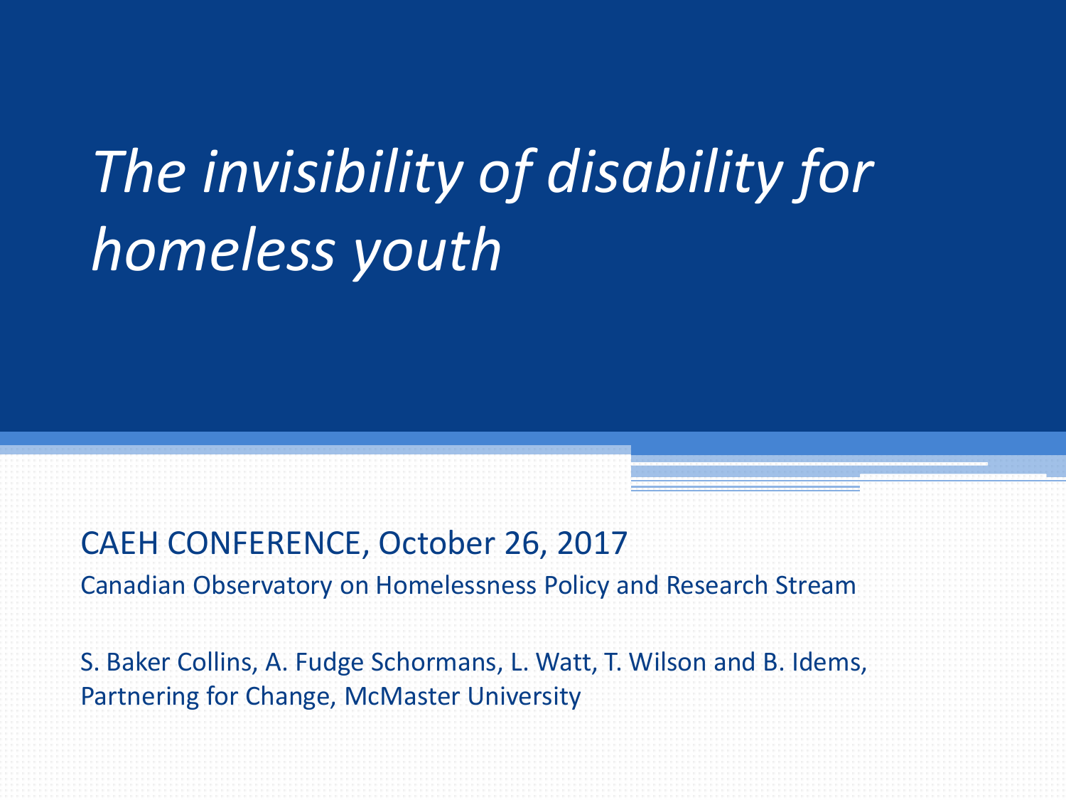# *The invisibility of disability for homeless youth*

CAEH CONFERENCE, October 26, 2017

Canadian Observatory on Homelessness Policy and Research Stream

S. Baker Collins, A. Fudge Schormans, L. Watt, T. Wilson and B. Idems, Partnering for Change, McMaster University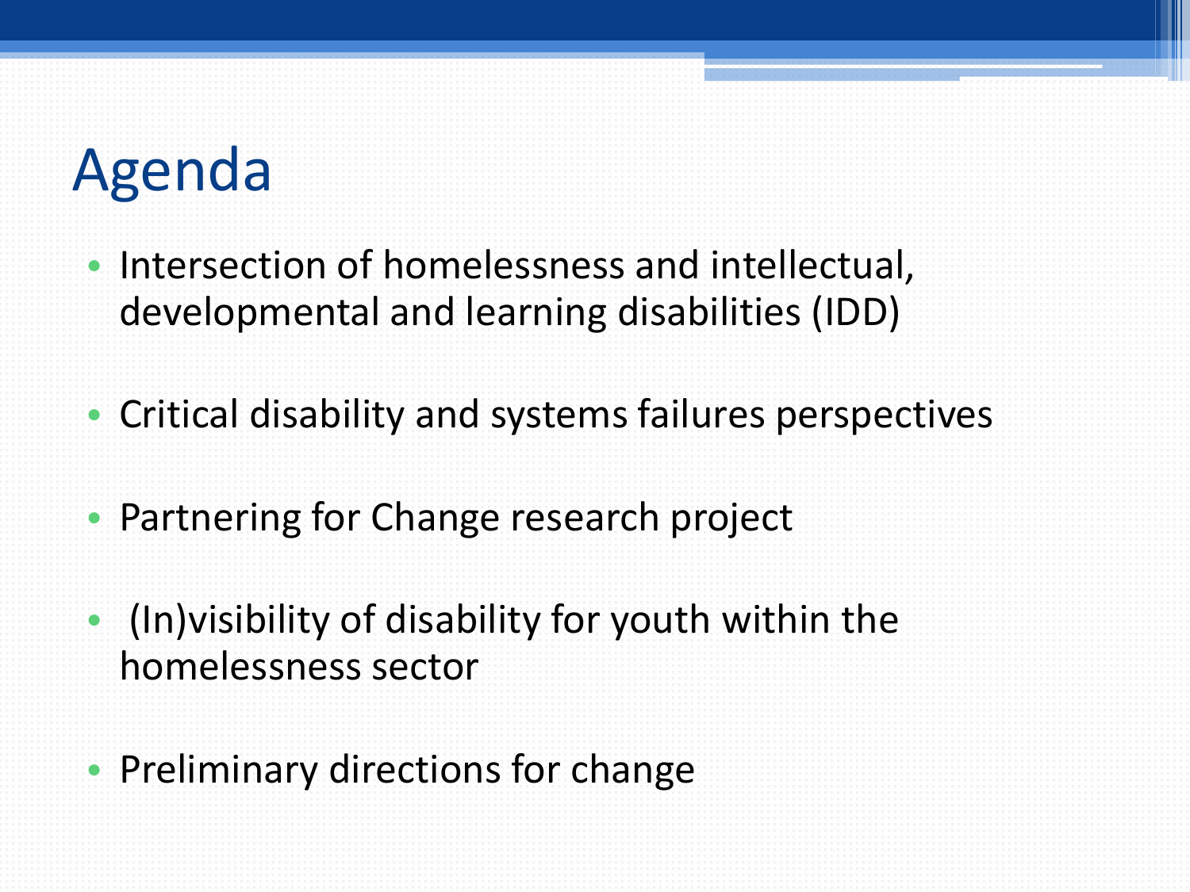# Agenda

- Intersection of homelessness and intellectual, developmental and learning disabilities (IDD)
- Critical disability and systems failures perspectives
- Partnering for Change research project
- (In)visibility of disability for youth within the homelessness sector
- Preliminary directions for change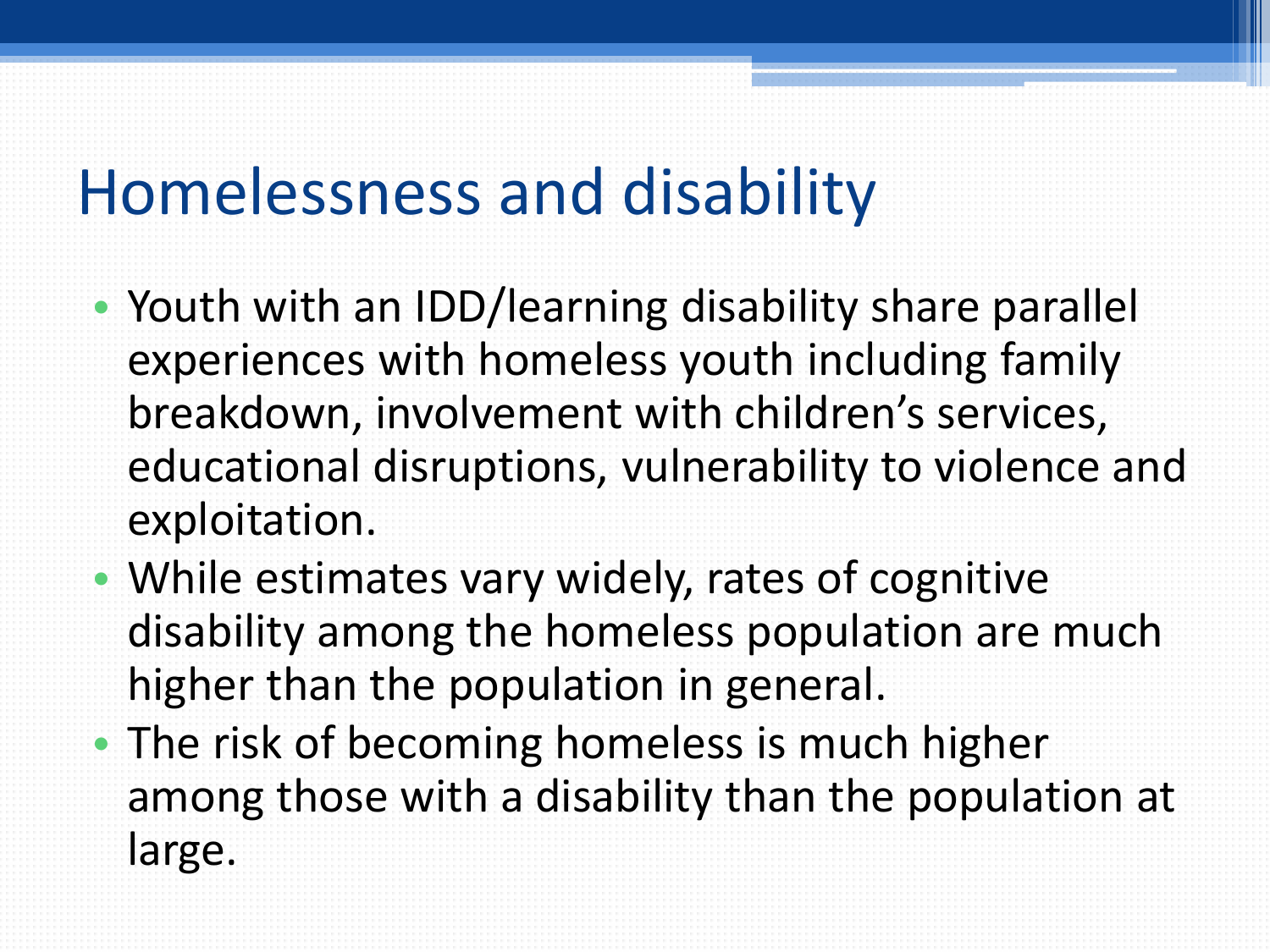# Homelessness and disability

- Youth with an IDD/learning disability share parallel experiences with homeless youth including family breakdown, involvement with children's services, educational disruptions, vulnerability to violence and exploitation.
- While estimates vary widely, rates of cognitive disability among the homeless population are much higher than the population in general.
- The risk of becoming homeless is much higher among those with a disability than the population at large.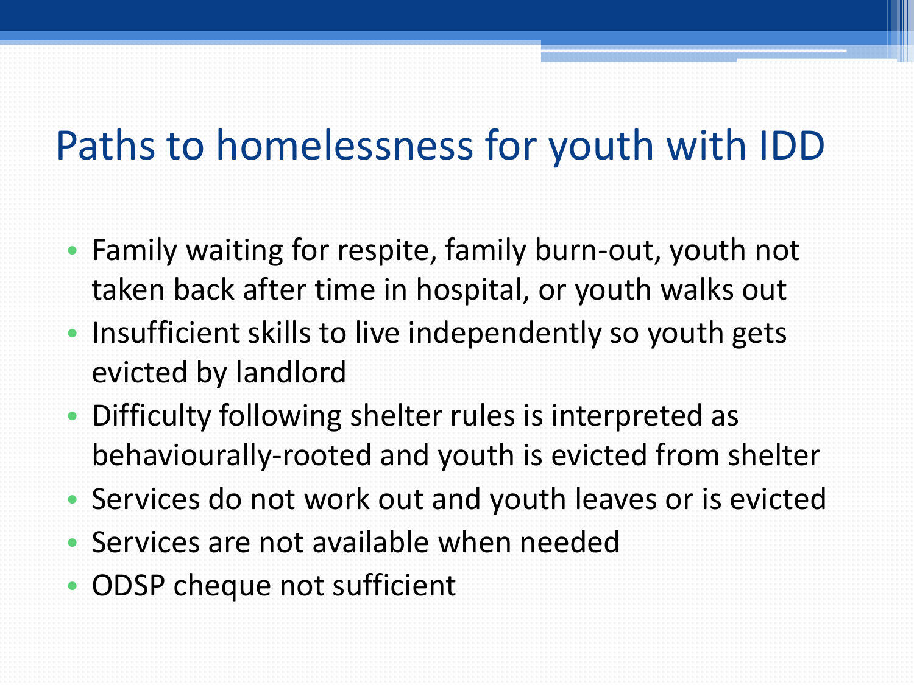# Paths to homelessness for youth with IDD

- Family waiting for respite, family burn-out, youth not taken back after time in hospital, or youth walks out
- Insufficient skills to live independently so youth gets evicted by landlord
- Difficulty following shelter rules is interpreted as behaviourally-rooted and youth is evicted from shelter
- Services do not work out and youth leaves or is evicted
- Services are not available when needed
- ODSP cheque not sufficient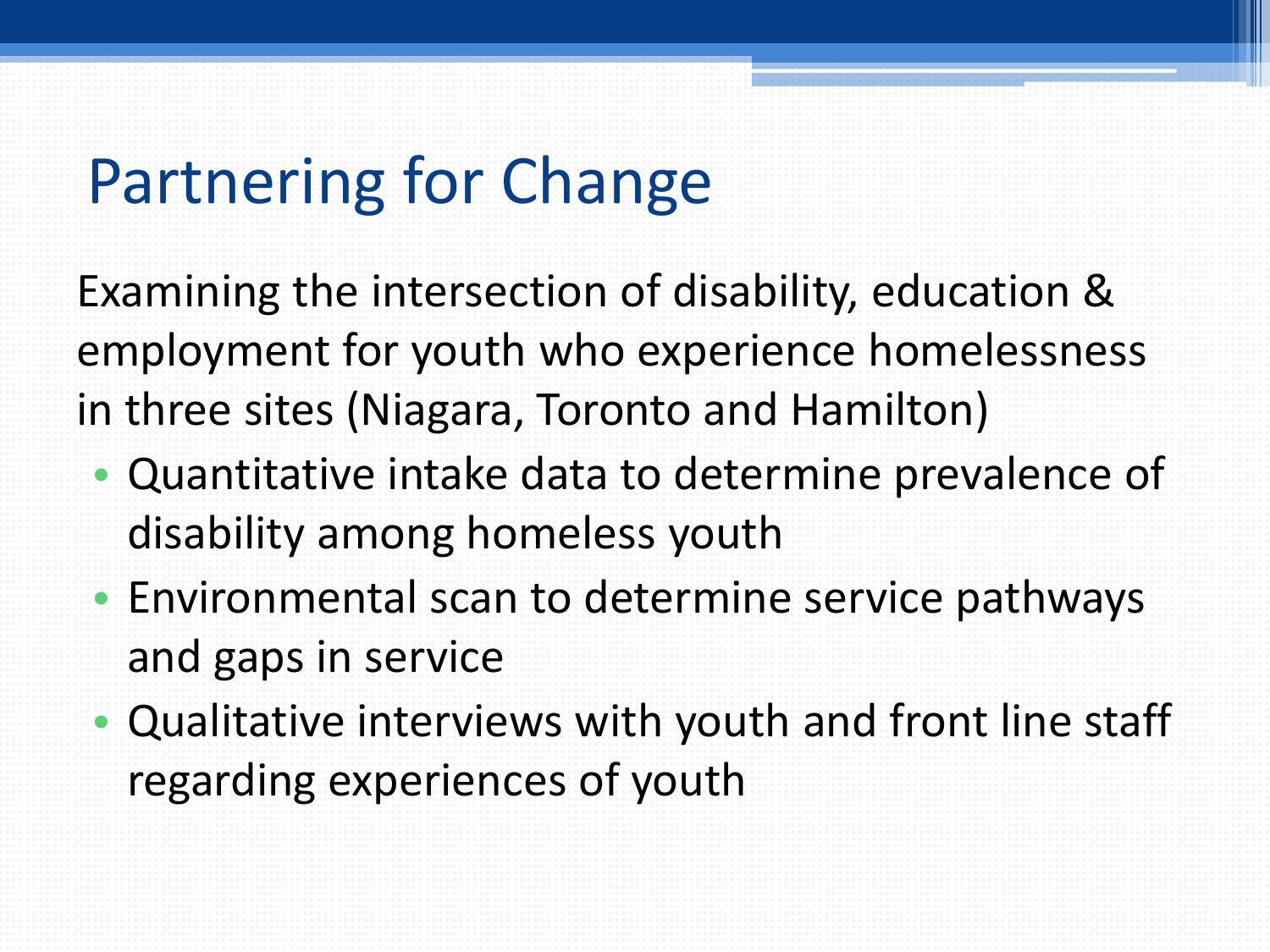# Partnering for Change

Examining the intersection of disability, education & employment for youth who experience homelessness in three sites (Niagara, Toronto and Hamilton)

- Quantitative intake data to determine prevalence of disability among homeless youth
- Environmental scan to determine service pathways and gaps in service
- Qualitative interviews with youth and front line staff regarding experiences of youth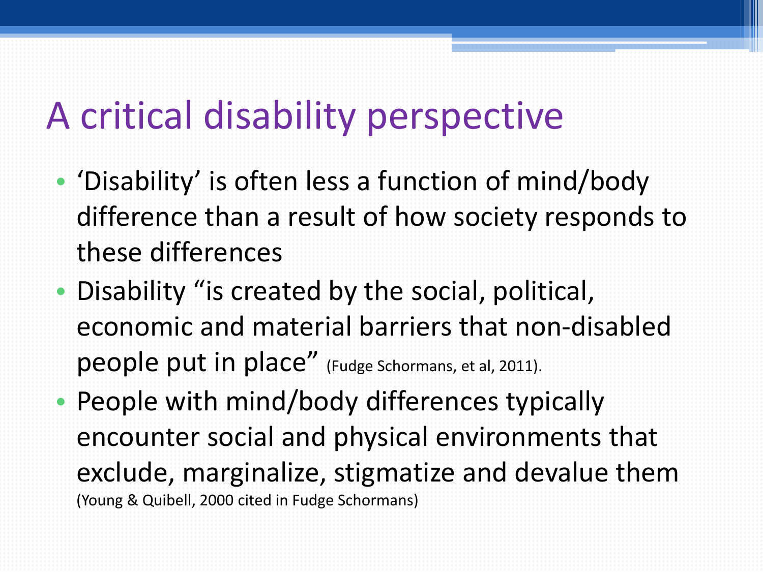# A critical disability perspective

- ‘Disability’ is often less a function of mind/body difference than a result of how society responds to these differences
- Disability “is created by the social, political, economic and material barriers that non-disabled people put in place” (Fudge Schormans, et al, 2011).
- People with mind/body differences typically encounter social and physical environments that exclude, marginalize, stigmatize and devalue them (Young & Quibell, 2000 cited in Fudge Schormans)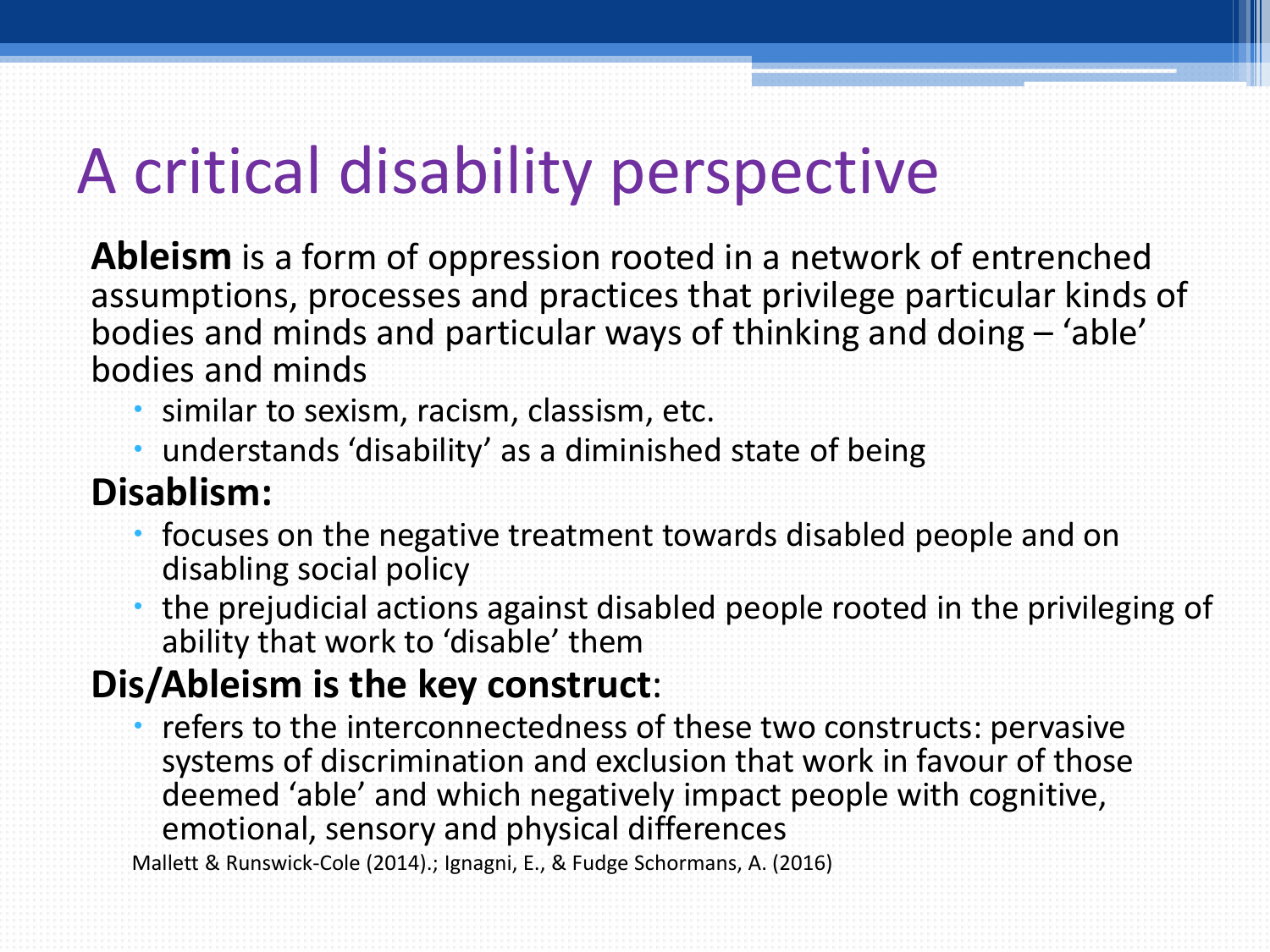# A critical disability perspective

**Ableism** is a form of oppression rooted in a network of entrenched assumptions, processes and practices that privilege particular kinds of bodies and minds and particular ways of thinking and doing – 'able' bodies and minds

- similar to sexism, racism, classism, etc.
- understands 'disability' as a diminished state of being

**Disablism:**

- focuses on the negative treatment towards disabled people and on disabling social policy
- the prejudicial actions against disabled people rooted in the privileging of ability that work to 'disable' them

**Dis/Ableism is the key construct**:

- refers to the interconnectedness of these two constructs: pervasive systems of discrimination and exclusion that work in favour of those deemed 'able' and which negatively impact people with cognitive, emotional, sensory and physical differences

Mallett & Runswick-Cole (2014).; Ignagni, E., & Fudge Schormans, A. (2016)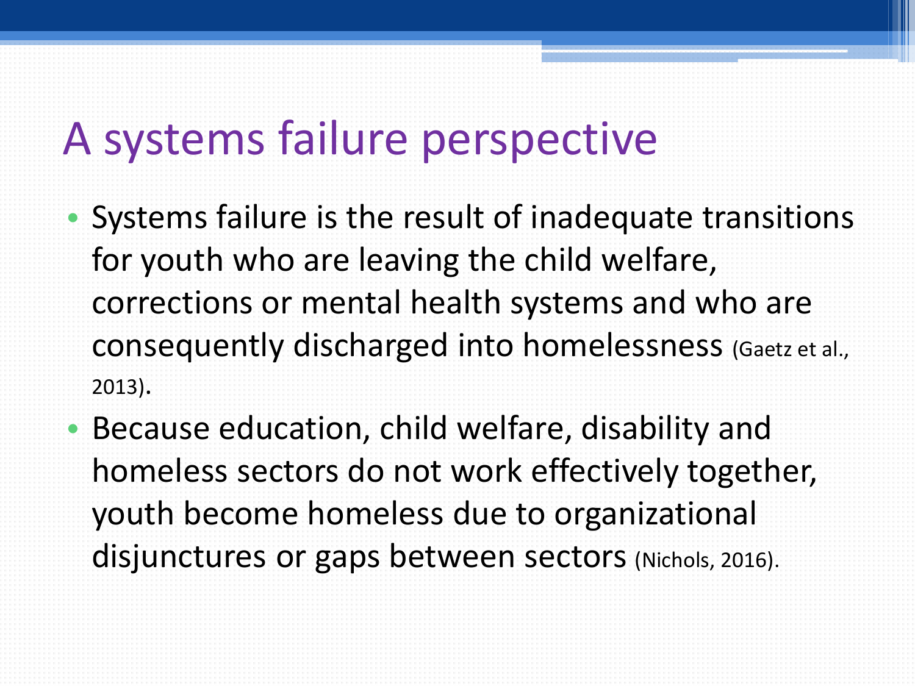# A systems failure perspective

- Systems failure is the result of inadequate transitions for youth who are leaving the child welfare, corrections or mental health systems and who are consequently discharged into homelessness (Gaetz et al., 2013).
- Because education, child welfare, disability and homeless sectors do not work effectively together, youth become homeless due to organizational disjunctures or gaps between sectors (Nichols, 2016).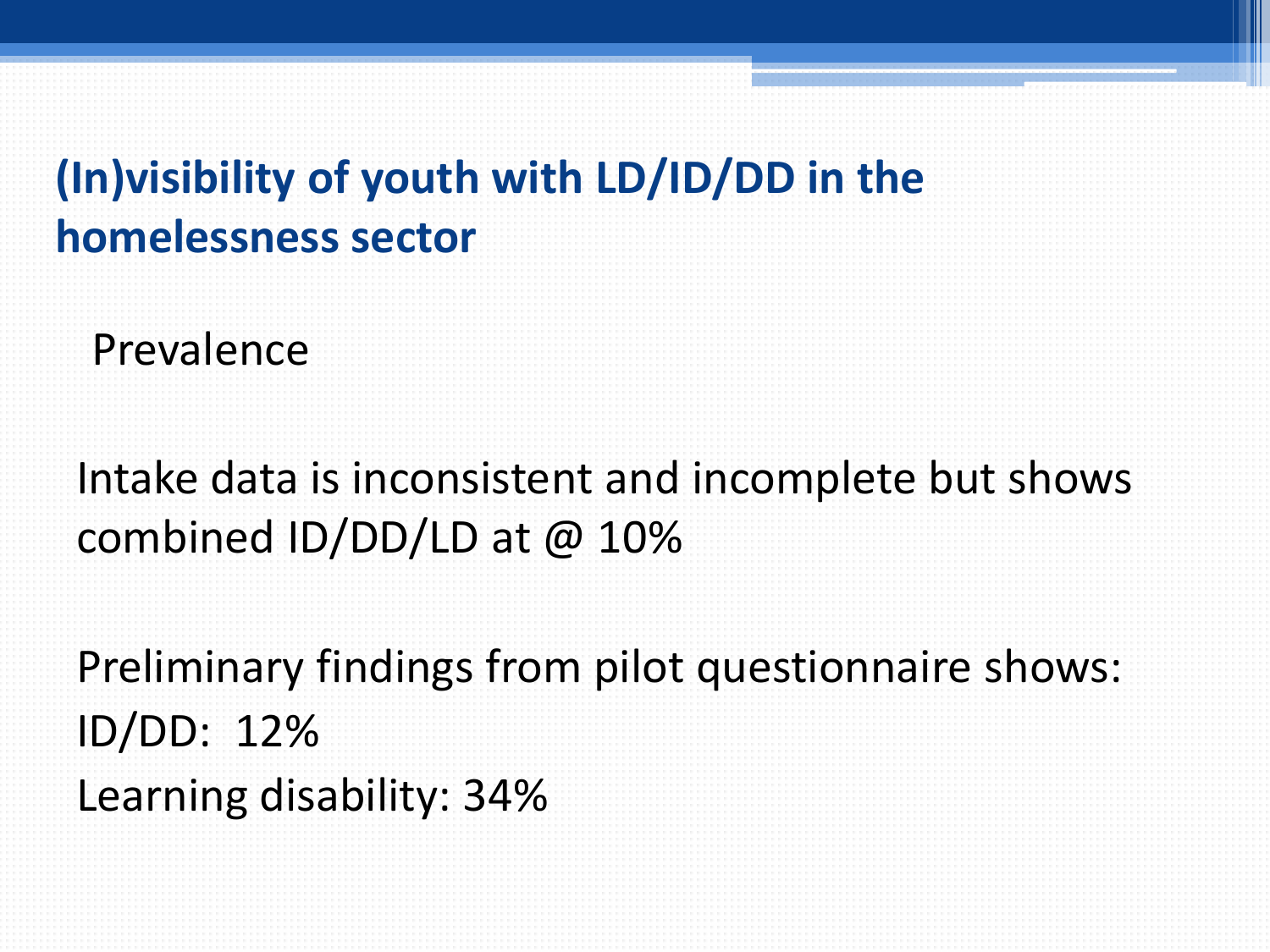## (In)visibility of youth with LD/ID/DD in the homelessness sector

Prevalence

Intake data is inconsistent and incomplete but shows combined ID/DD/LD at @ 10%

Preliminary findings from pilot questionnaire shows:
ID/DD: 12%
Learning disability: 34%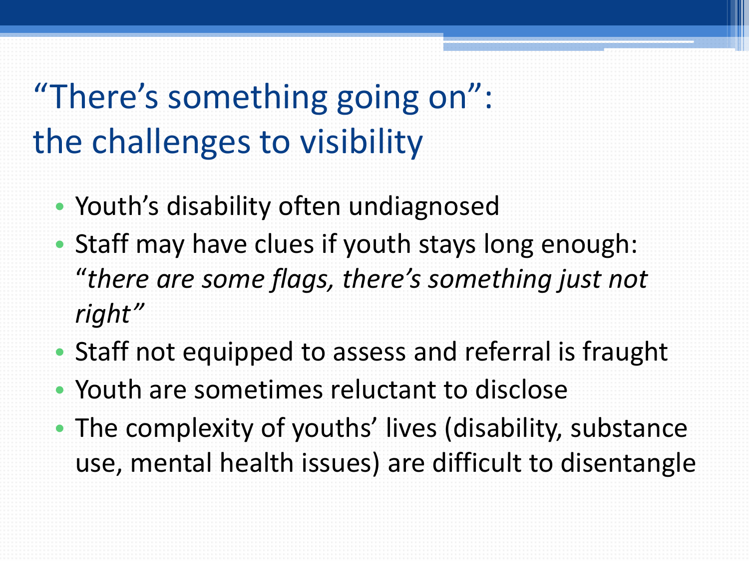# "There's something going on": the challenges to visibility

- Youth's disability often undiagnosed
- Staff may have clues if youth stays long enough: "*there are some flags, there's something just not right*"
- Staff not equipped to assess and referral is fraught
- Youth are sometimes reluctant to disclose
- The complexity of youths' lives (disability, substance use, mental health issues) are difficult to disentangle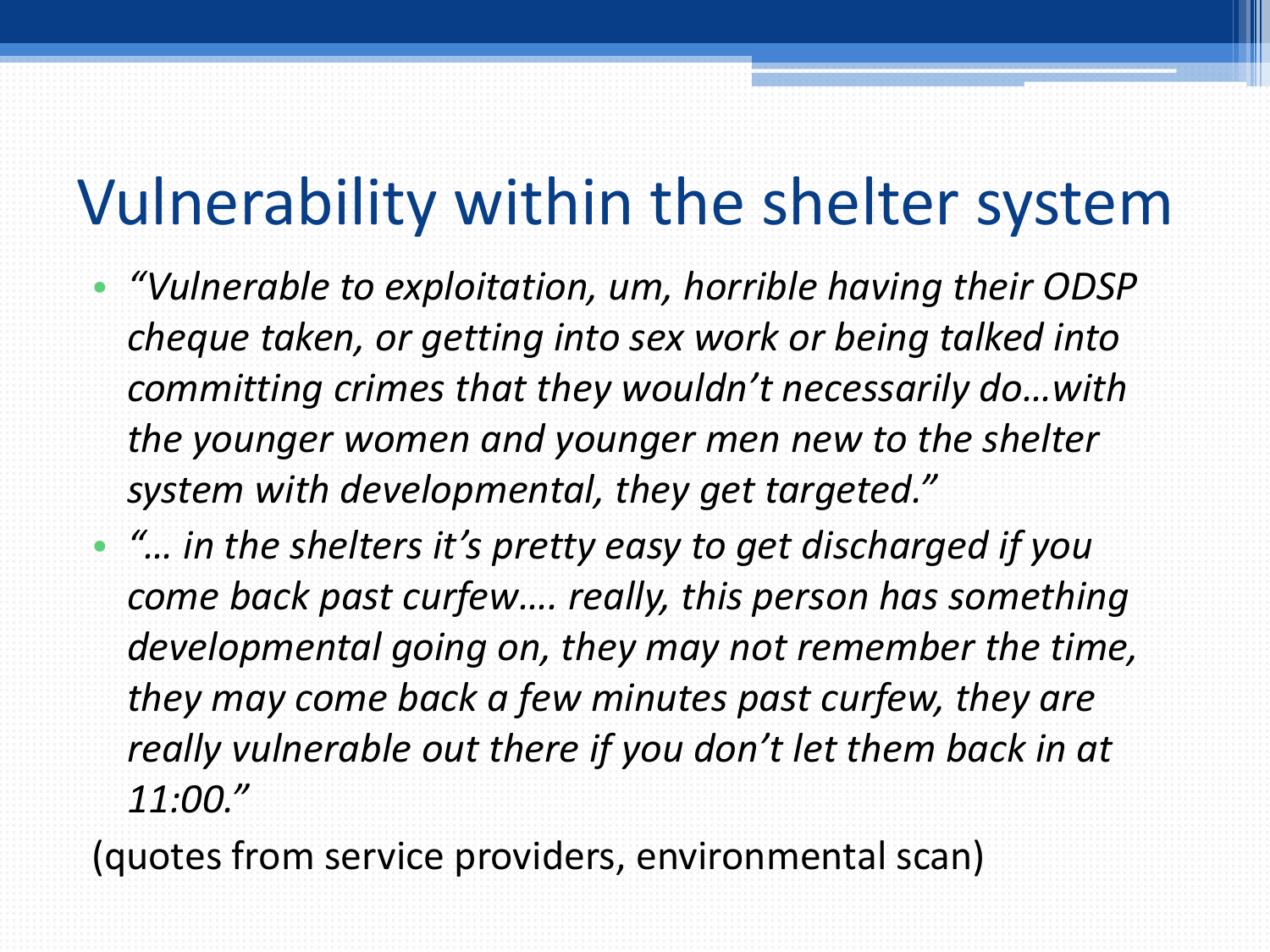# Vulnerability within the shelter system

- *"Vulnerable to exploitation, um, horrible having their ODSP cheque taken, or getting into sex work or being talked into committing crimes that they wouldn't necessarily do…with the younger women and younger men new to the shelter system with developmental, they get targeted."*
- *"… in the shelters it's pretty easy to get discharged if you come back past curfew…. really, this person has something developmental going on, they may not remember the time, they may come back a few minutes past curfew, they are really vulnerable out there if you don't let them back in at 11:00."*

(quotes from service providers, environmental scan)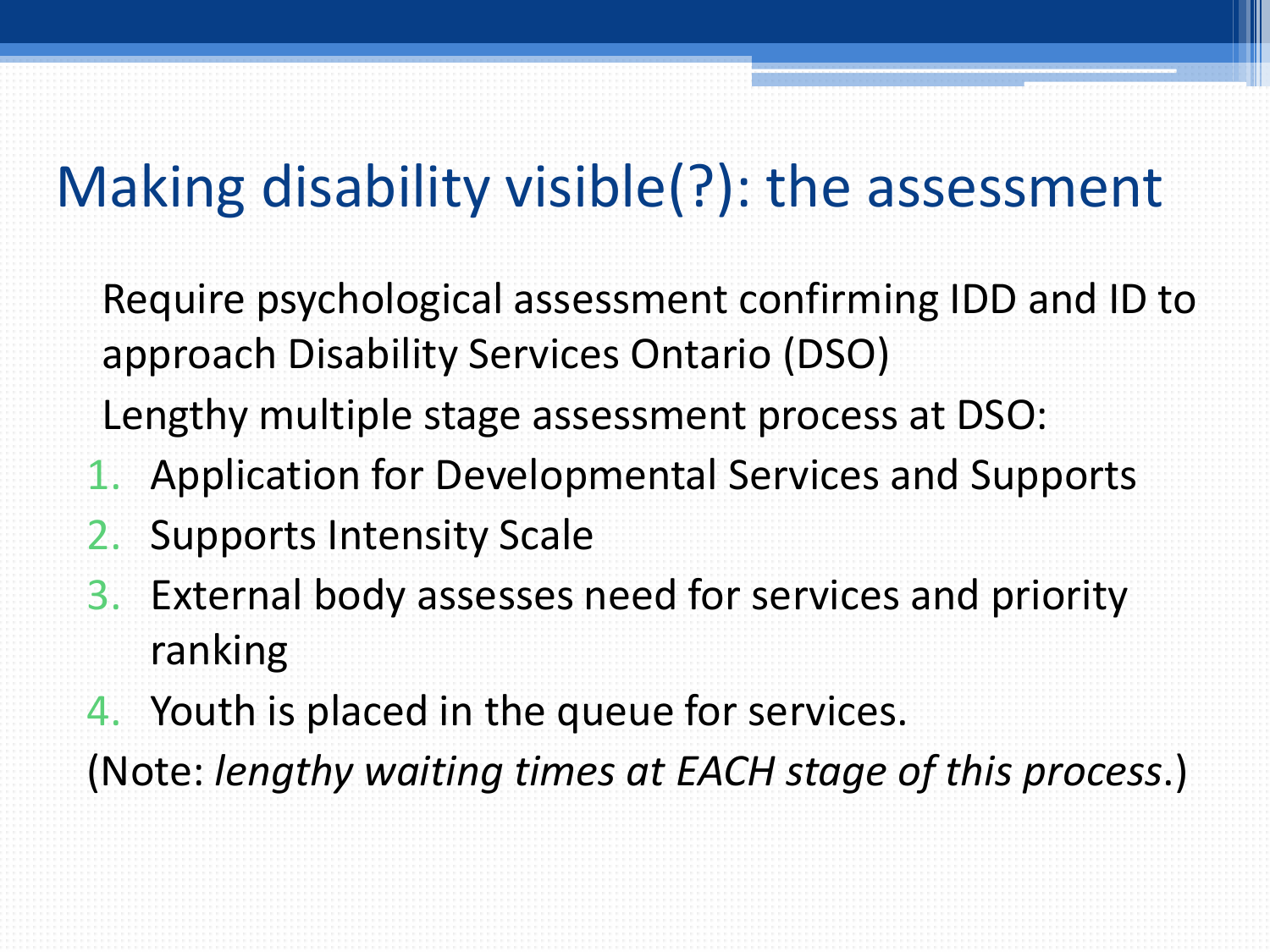# Making disability visible(?): the assessment

Require psychological assessment confirming IDD and ID to approach Disability Services Ontario (DSO)

Lengthy multiple stage assessment process at DSO:

1. Application for Developmental Services and Supports
2. Supports Intensity Scale
3. External body assesses need for services and priority ranking
4. Youth is placed in the queue for services.

(Note: *lengthy waiting times at EACH stage of this process*.)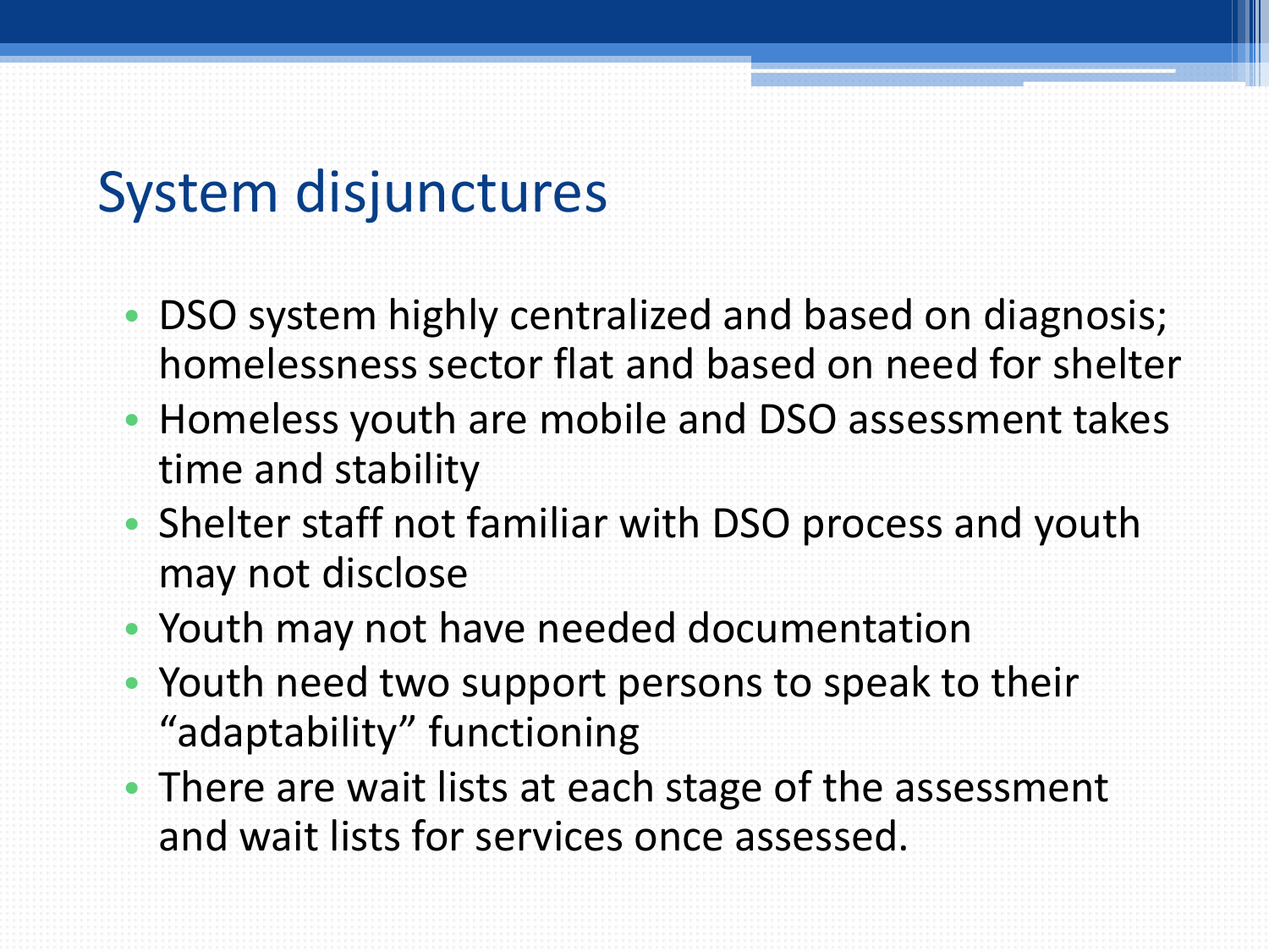# System disjunctures

- DSO system highly centralized and based on diagnosis; homelessness sector flat and based on need for shelter
- Homeless youth are mobile and DSO assessment takes time and stability
- Shelter staff not familiar with DSO process and youth may not disclose
- Youth may not have needed documentation
- Youth need two support persons to speak to their “adaptability” functioning
- There are wait lists at each stage of the assessment and wait lists for services once assessed.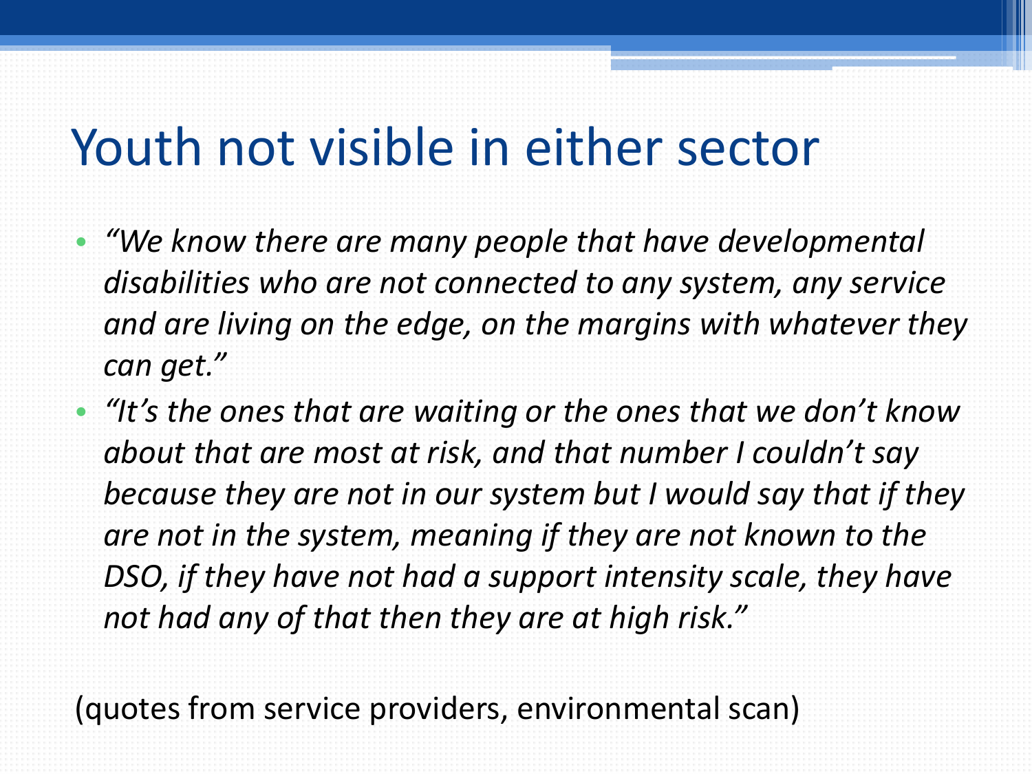# Youth not visible in either sector

- *"We know there are many people that have developmental disabilities who are not connected to any system, any service and are living on the edge, on the margins with whatever they can get."*
- *"It's the ones that are waiting or the ones that we don't know about that are most at risk, and that number I couldn't say because they are not in our system but I would say that if they are not in the system, meaning if they are not known to the DSO, if they have not had a support intensity scale, they have not had any of that then they are at high risk."*

(quotes from service providers, environmental scan)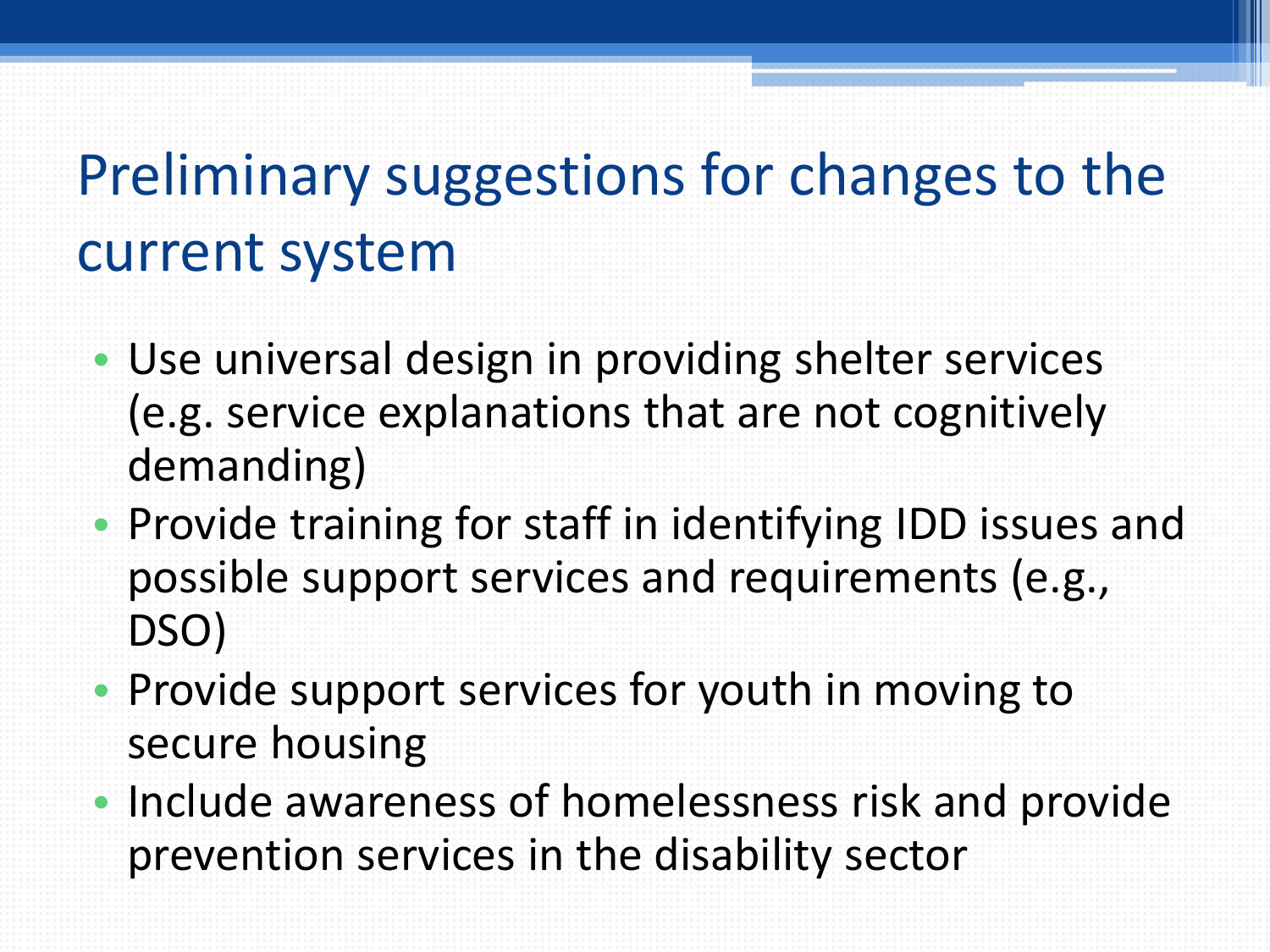# Preliminary suggestions for changes to the current system

- Use universal design in providing shelter services (e.g. service explanations that are not cognitively demanding)
- Provide training for staff in identifying IDD issues and possible support services and requirements (e.g., DSO)
- Provide support services for youth in moving to secure housing
- Include awareness of homelessness risk and provide prevention services in the disability sector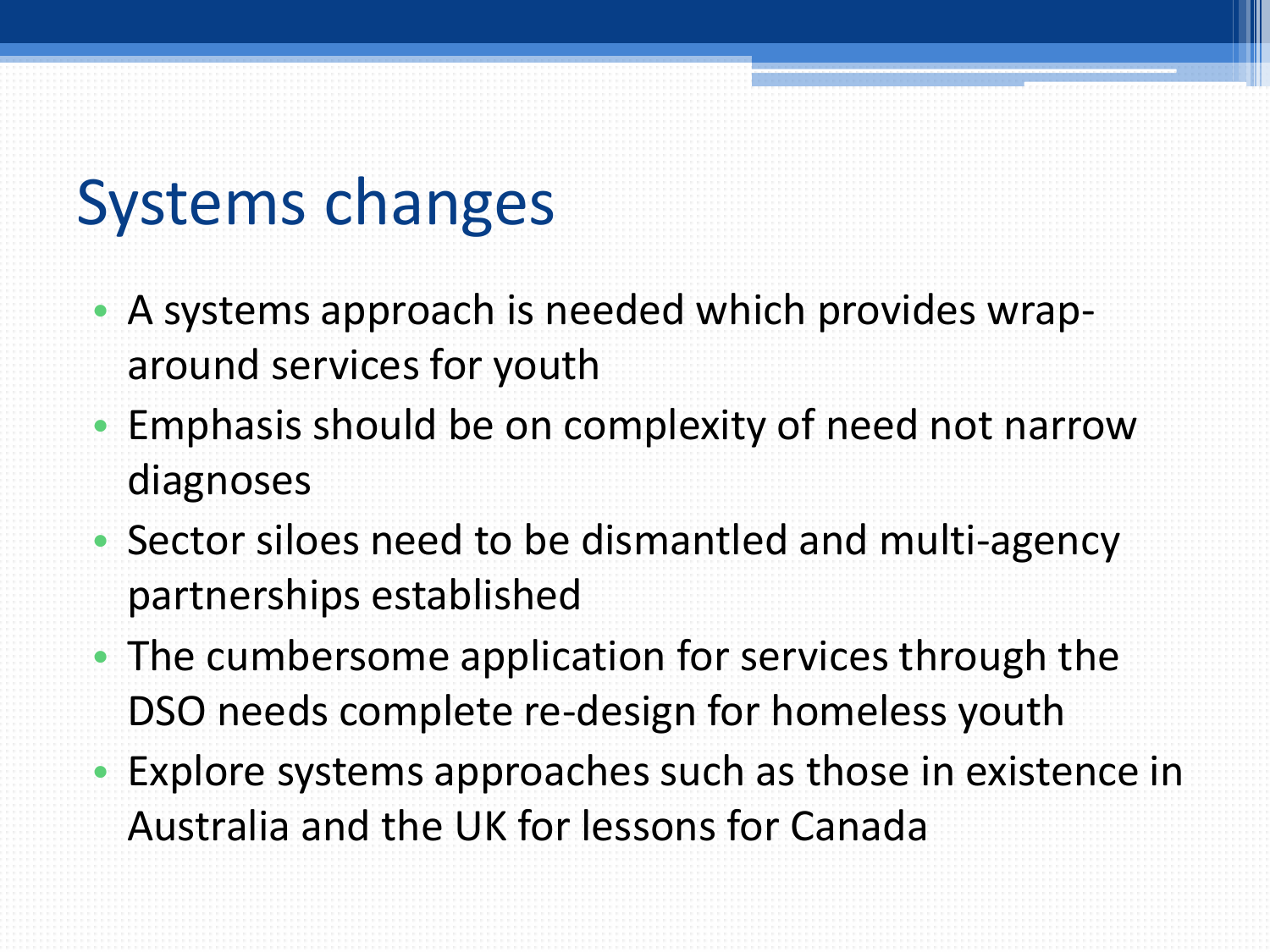# Systems changes

- A systems approach is needed which provides wrap-around services for youth
- Emphasis should be on complexity of need not narrow diagnoses
- Sector siloes need to be dismantled and multi-agency partnerships established
- The cumbersome application for services through the DSO needs complete re-design for homeless youth
- Explore systems approaches such as those in existence in Australia and the UK for lessons for Canada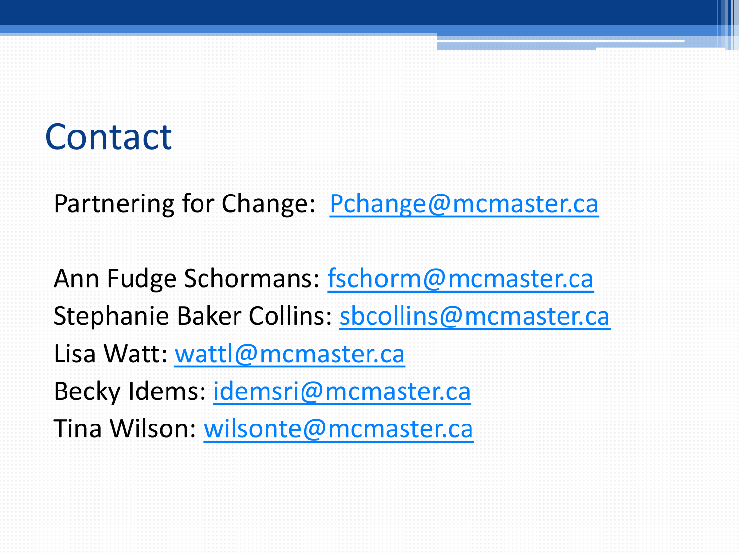# Contact

Partering for Change: Pchange@mcmaster.ca

Ann Fudge Schormans: fschorm@mcmaster.ca
Stephanie Baker Collins: sbcollins@mcmaster.ca
Lisa Watt: wattl@mcmaster.ca
Becky Idems: idemsri@mcmaster.ca
Tina Wilson: wilsonte@mcmaster.ca

# Contact

Partnering for Change: Pchange@mcmaster.ca

Ann Fudge Schormans: fschorm@mcmaster.ca
Stephanie Baker Collins: sbcollins@mcmaster.ca
Lisa Watt: wattl@mcmaster.ca
Becky Idems: idemsri@mcmaster.ca
Tina Wilson: wilsonte@mcmaster.ca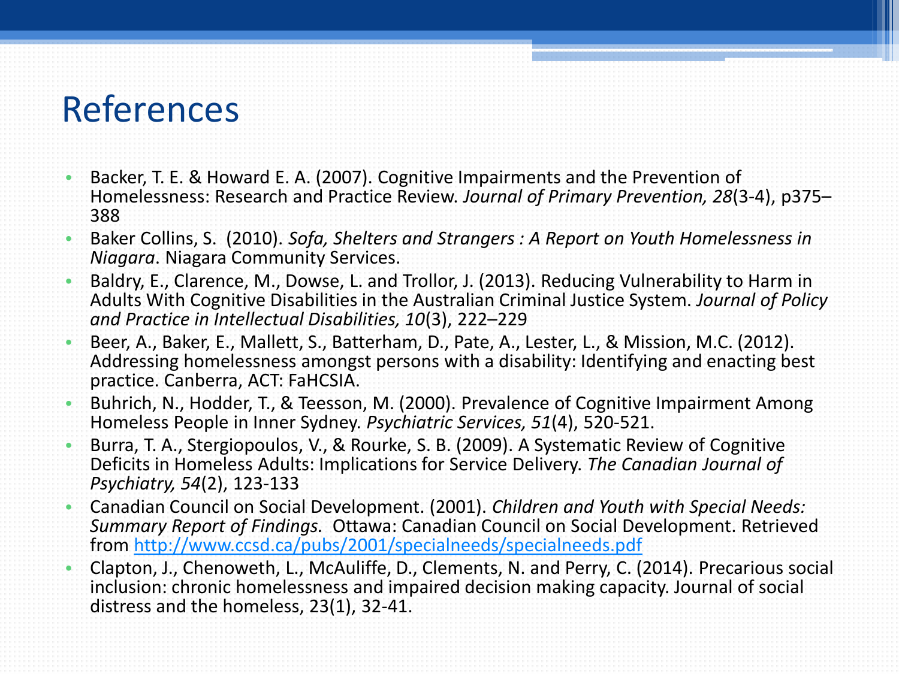# References

- Backer, T. E. & Howard E. A. (2007). Cognitive Impairments and the Prevention of Homelessness: Research and Practice Review. *Journal of Primary Prevention, 28*(3-4), p375–388
- Baker Collins, S. (2010). *Sofa, Shelters and Strangers : A Report on Youth Homelessness in Niagara*. Niagara Community Services.
- Baldry, E., Clarence, M., Dowse, L. and Trollor, J. (2013). Reducing Vulnerability to Harm in Adults With Cognitive Disabilities in the Australian Criminal Justice System. *Journal of Policy and Practice in Intellectual Disabilities, 10*(3), 222–229
- Beer, A., Baker, E., Mallett, S., Batterham, D., Pate, A., Lester, L., & Mission, M.C. (2012). Addressing homelessness amongst persons with a disability: Identifying and enacting best practice. Canberra, ACT: FaHCSIA.
- Buhrich, N., Hodder, T., & Teesson, M. (2000). Prevalence of Cognitive Impairment Among Homeless People in Inner Sydney. *Psychiatric Services, 51*(4), 520-521.
- Burra, T. A., Stergiopoulos, V., & Rourke, S. B. (2009). A Systematic Review of Cognitive Deficits in Homeless Adults: Implications for Service Delivery. *The Canadian Journal of Psychiatry, 54*(2), 123-133
- Canadian Council on Social Development. (2001). *Children and Youth with Special Needs: Summary Report of Findings.* Ottawa: Canadian Council on Social Development. Retrieved from http://www.ccsd.ca/pubs/2001/specialneeds/specialneeds.pdf
- Clapton, J., Chenoweth, L., McAuliffe, D., Clements, N. and Perry, C. (2014). Precarious social inclusion: chronic homelessness and impaired decision making capacity. Journal of social distress and the homeless, 23(1), 32-41.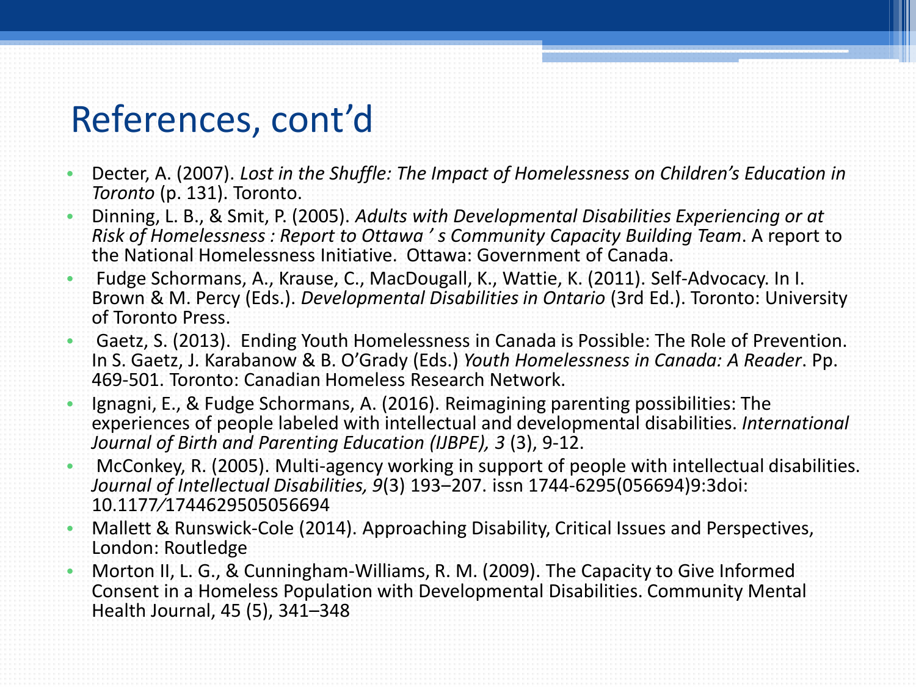# References, cont'd

- Decter, A. (2007). *Lost in the Shuffle: The Impact of Homelessness on Children's Education in Toronto* (p. 131). Toronto.
- Dinning, L. B., & Smit, P. (2005). *Adults with Developmental Disabilities Experiencing or at Risk of Homelessness : Report to Ottawa ' s Community Capacity Building Team*. A report to the National Homelessness Initiative. Ottawa: Government of Canada.
- Fudge Schormans, A., Krause, C., MacDougall, K., Wattie, K. (2011). Self-Advocacy. In I. Brown & M. Percy (Eds.). *Developmental Disabilities in Ontario* (3rd Ed.). Toronto: University of Toronto Press.
- Gaetz, S. (2013). Ending Youth Homelessness in Canada is Possible: The Role of Prevention. In S. Gaetz, J. Karabanow & B. O'Grady (Eds.) *Youth Homelessness in Canada: A Reader*. Pp. 469-501. Toronto: Canadian Homeless Research Network.
- Ignagni, E., & Fudge Schormans, A. (2016). Reimagining parenting possibilities: The experiences of people labeled with intellectual and developmental disabilities. *International Journal of Birth and Parenting Education (IJBPE), 3* (3), 9-12.
- McConkey, R. (2005). Multi-agency working in support of people with intellectual disabilities. *Journal of Intellectual Disabilities, 9*(3) 193–207. issn 1744-6295(056694)9:3doi: 10.1177/1744629505056694
- Mallett & Runswick-Cole (2014). Approaching Disability, Critical Issues and Perspectives, London: Routledge
- Morton II, L. G., & Cunningham-Williams, R. M. (2009). The Capacity to Give Informed Consent in a Homeless Population with Developmental Disabilities. Community Mental Health Journal, 45 (5), 341–348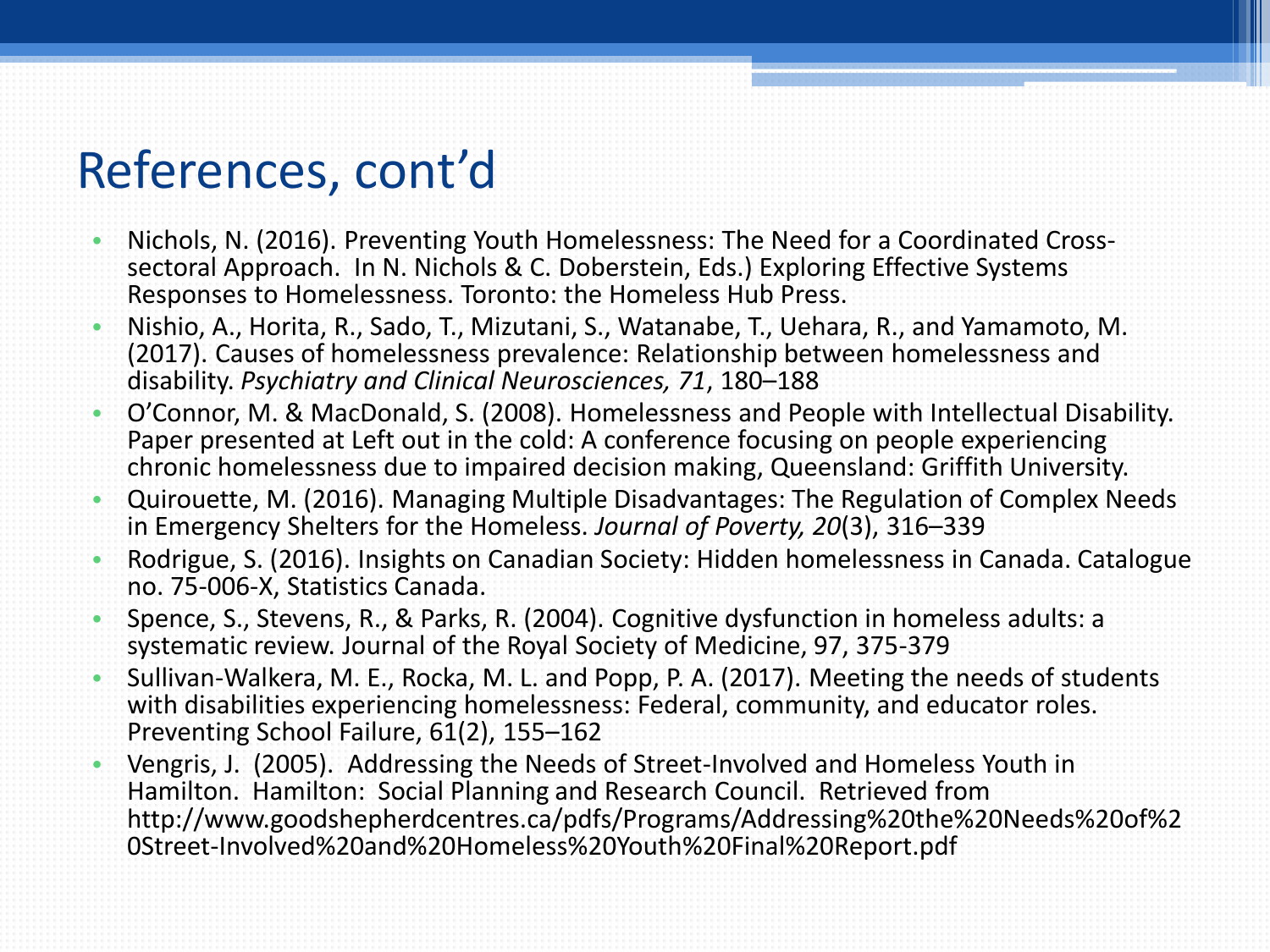# References, cont'd

- Nichols, N. (2016). Preventing Youth Homelessness: The Need for a Coordinated Cross-sectoral Approach. In N. Nichols & C. Doberstein, Eds.) Exploring Effective Systems Responses to Homelessness. Toronto: the Homeless Hub Press.
- Nishio, A., Horita, R., Sado, T., Mizutani, S., Watanabe, T., Uehara, R., and Yamamoto, M. (2017). Causes of homelessness prevalence: Relationship between homelessness and disability. *Psychiatry and Clinical Neurosciences, 71*, 180–188
- O'Connor, M. & MacDonald, S. (2008). Homelessness and People with Intellectual Disability. Paper presented at Left out in the cold: A conference focusing on people experiencing chronic homelessness due to impaired decision making, Queensland: Griffith University.
- Quirouette, M. (2016). Managing Multiple Disadvantages: The Regulation of Complex Needs in Emergency Shelters for the Homeless. *Journal of Poverty, 20*(3), 316–339
- Rodrigue, S. (2016). Insights on Canadian Society: Hidden homelessness in Canada. Catalogue no. 75-006-X, Statistics Canada.
- Spence, S., Stevens, R., & Parks, R. (2004). Cognitive dysfunction in homeless adults: a systematic review. Journal of the Royal Society of Medicine, 97, 375-379
- Sullivan-Walkera, M. E., Rocka, M. L. and Popp, P. A. (2017). Meeting the needs of students with disabilities experiencing homelessness: Federal, community, and educator roles. Preventing School Failure, 61(2), 155–162
- Vengris, J. (2005). Addressing the Needs of Street-Involved and Homeless Youth in Hamilton. Hamilton: Social Planning and Research Council. Retrieved from http://www.goodshepherdcentres.ca/pdfs/Programs/Addressing%20the%20Needs%20of%20Street-Involved%20and%20Homeless%20Youth%20Final%20Report.pdf